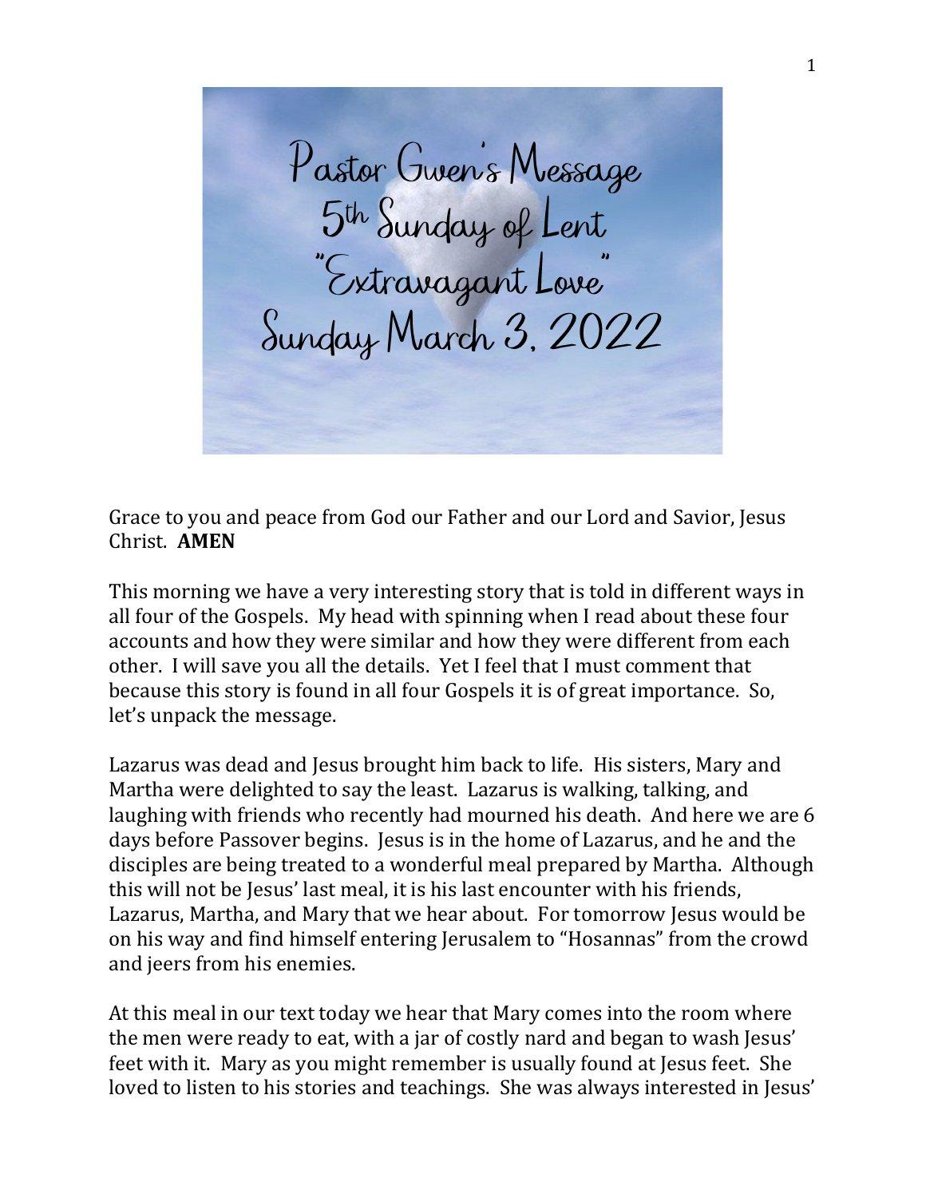# Pastor Gwen's Message
## 5th Sunday of Lent
## "Extravagant Love"
## Sunday March 3, 2022

Grace to you and peace from God our Father and our Lord and Savior, Jesus Christ. **AMEN**

This morning we have a very interesting story that is told in different ways in all four of the Gospels. My head with spinning when I read about these four accounts and how they were similar and how they were different from each other. I will save you all the details. Yet I feel that I must comment that because this story is found in all four Gospels it is of great importance. So, let's unpack the message.

Lazarus was dead and Jesus brought him back to life. His sisters, Mary and Martha were delighted to say the least. Lazarus is walking, talking, and laughing with friends who recently had mourned his death. And here we are 6 days before Passover begins. Jesus is in the home of Lazarus, and he and the disciples are being treated to a wonderful meal prepared by Martha. Although this will not be Jesus' last meal, it is his last encounter with his friends, Lazarus, Martha, and Mary that we hear about. For tomorrow Jesus would be on his way and find himself entering Jerusalem to "Hosannas" from the crowd and jeers from his enemies.

At this meal in our text today we hear that Mary comes into the room where the men were ready to eat, with a jar of costly nard and began to wash Jesus' feet with it. Mary as you might remember is usually found at Jesus feet. She loved to listen to his stories and teachings. She was always interested in Jesus'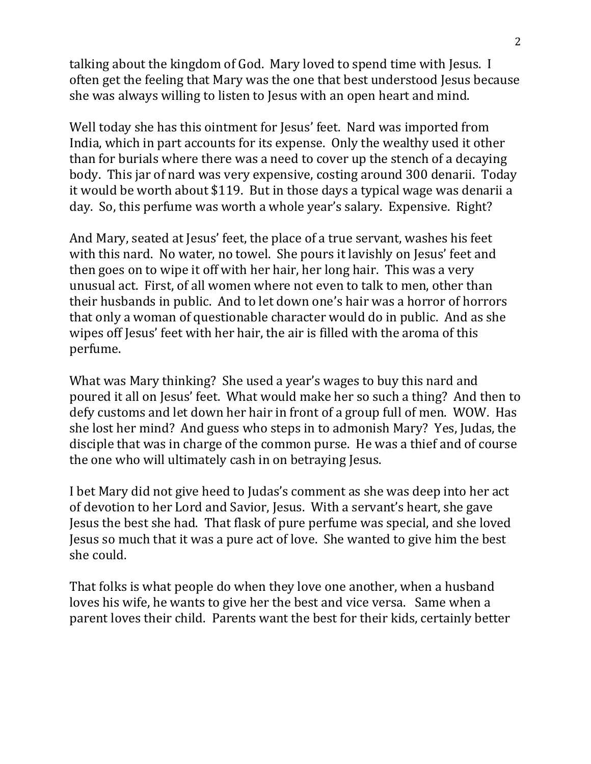talking about the kingdom of God. Mary loved to spend time with Jesus. I often get the feeling that Mary was the one that best understood Jesus because she was always willing to listen to Jesus with an open heart and mind.

Well today she has this ointment for Jesus' feet. Nard was imported from India, which in part accounts for its expense. Only the wealthy used it other than for burials where there was a need to cover up the stench of a decaying body. This jar of nard was very expensive, costing around 300 denarii. Today it would be worth about $119. But in those days a typical wage was denarii a day. So, this perfume was worth a whole year's salary. Expensive. Right?

And Mary, seated at Jesus' feet, the place of a true servant, washes his feet with this nard. No water, no towel. She pours it lavishly on Jesus' feet and then goes on to wipe it off with her hair, her long hair. This was a very unusual act. First, of all women where not even to talk to men, other than their husbands in public. And to let down one's hair was a horror of horrors that only a woman of questionable character would do in public. And as she wipes off Jesus' feet with her hair, the air is filled with the aroma of this perfume.

What was Mary thinking? She used a year's wages to buy this nard and poured it all on Jesus' feet. What would make her so such a thing? And then to defy customs and let down her hair in front of a group full of men. WOW. Has she lost her mind? And guess who steps in to admonish Mary? Yes, Judas, the disciple that was in charge of the common purse. He was a thief and of course the one who will ultimately cash in on betraying Jesus.

I bet Mary did not give heed to Judas's comment as she was deep into her act of devotion to her Lord and Savior, Jesus. With a servant's heart, she gave Jesus the best she had. That flask of pure perfume was special, and she loved Jesus so much that it was a pure act of love. She wanted to give him the best she could.

That folks is what people do when they love one another, when a husband loves his wife, he wants to give her the best and vice versa. Same when a parent loves their child. Parents want the best for their kids, certainly better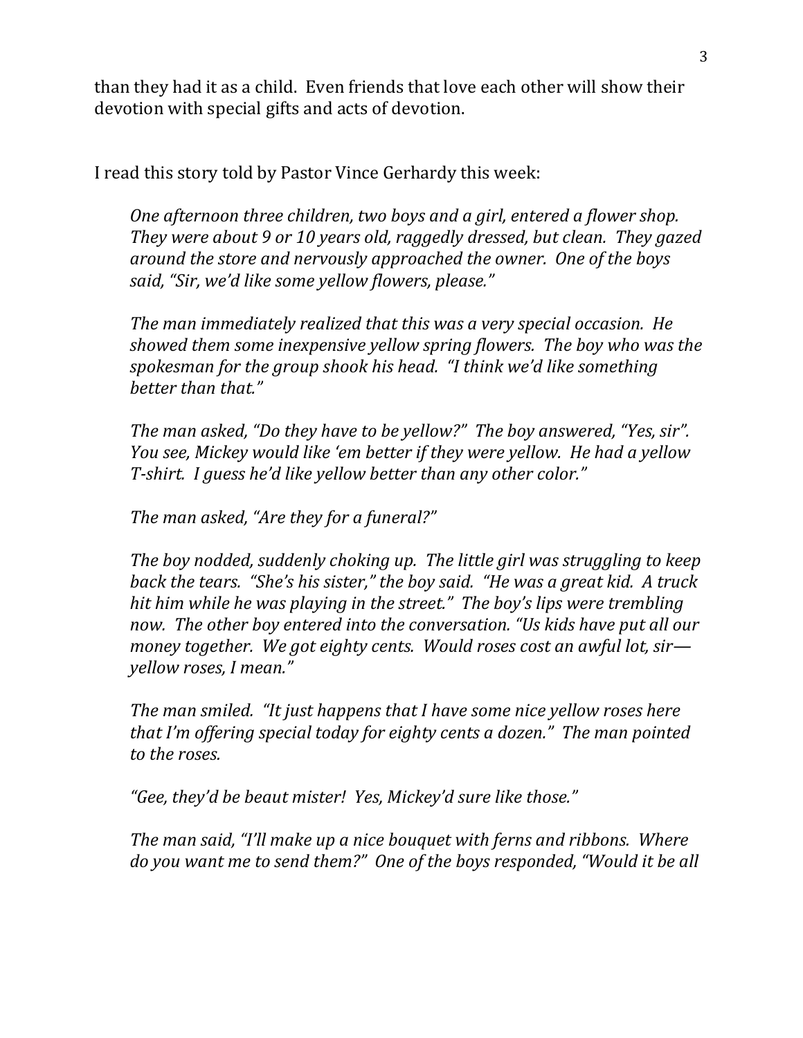than they had it as a child. Even friends that love each other will show their devotion with special gifts and acts of devotion.

I read this story told by Pastor Vince Gerhardy this week:

> *One afternoon three children, two boys and a girl, entered a flower shop. They were about 9 or 10 years old, raggedly dressed, but clean. They gazed around the store and nervously approached the owner. One of the boys said, "Sir, we'd like some yellow flowers, please."*
>
> *The man immediately realized that this was a very special occasion. He showed them some inexpensive yellow spring flowers. The boy who was the spokesman for the group shook his head. "I think we'd like something better than that."*
>
> *The man asked, "Do they have to be yellow?" The boy answered, "Yes, sir". You see, Mickey would like 'em better if they were yellow. He had a yellow T-shirt. I guess he'd like yellow better than any other color."*
>
> *The man asked, "Are they for a funeral?"*
>
> *The boy nodded, suddenly choking up. The little girl was struggling to keep back the tears. "She's his sister," the boy said. "He was a great kid. A truck hit him while he was playing in the street." The boy's lips were trembling now. The other boy entered into the conversation. "Us kids have put all our money together. We got eighty cents. Would roses cost an awful lot, sir—yellow roses, I mean."*
>
> *The man smiled. "It just happens that I have some nice yellow roses here that I'm offering special today for eighty cents a dozen." The man pointed to the roses.*
>
> *"Gee, they'd be beaut mister! Yes, Mickey'd sure like those."*
>
> *The man said, "I'll make up a nice bouquet with ferns and ribbons. Where do you want me to send them?" One of the boys responded, "Would it be all*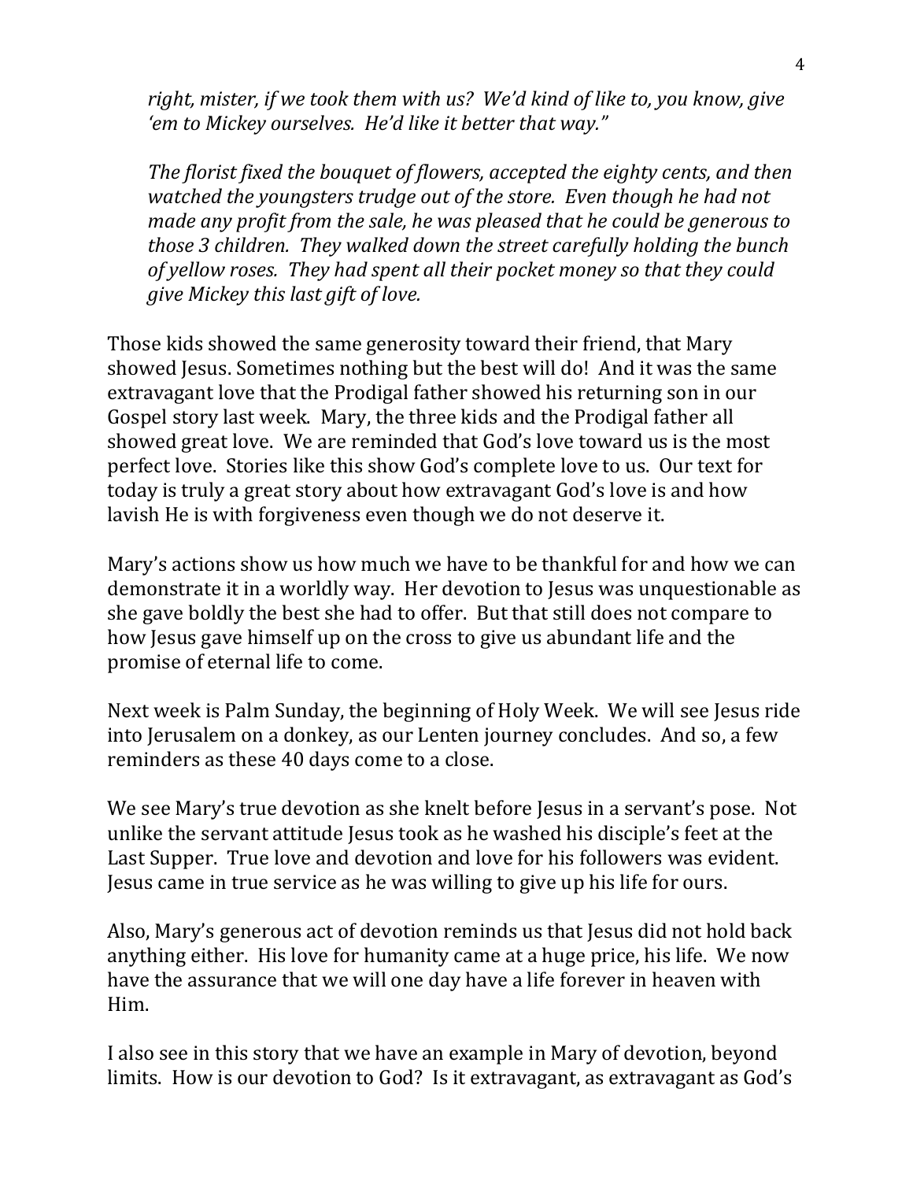*right, mister, if we took them with us? We'd kind of like to, you know, give 'em to Mickey ourselves. He'd like it better that way."*

*The florist fixed the bouquet of flowers, accepted the eighty cents, and then watched the youngsters trudge out of the store. Even though he had not made any profit from the sale, he was pleased that he could be generous to those 3 children. They walked down the street carefully holding the bunch of yellow roses. They had spent all their pocket money so that they could give Mickey this last gift of love.*

Those kids showed the same generosity toward their friend, that Mary showed Jesus. Sometimes nothing but the best will do! And it was the same extravagant love that the Prodigal father showed his returning son in our Gospel story last week. Mary, the three kids and the Prodigal father all showed great love. We are reminded that God's love toward us is the most perfect love. Stories like this show God's complete love to us. Our text for today is truly a great story about how extravagant God's love is and how lavish He is with forgiveness even though we do not deserve it.

Mary's actions show us how much we have to be thankful for and how we can demonstrate it in a worldly way. Her devotion to Jesus was unquestionable as she gave boldly the best she had to offer. But that still does not compare to how Jesus gave himself up on the cross to give us abundant life and the promise of eternal life to come.

Next week is Palm Sunday, the beginning of Holy Week. We will see Jesus ride into Jerusalem on a donkey, as our Lenten journey concludes. And so, a few reminders as these 40 days come to a close.

We see Mary's true devotion as she knelt before Jesus in a servant's pose. Not unlike the servant attitude Jesus took as he washed his disciple's feet at the Last Supper. True love and devotion and love for his followers was evident. Jesus came in true service as he was willing to give up his life for ours.

Also, Mary's generous act of devotion reminds us that Jesus did not hold back anything either. His love for humanity came at a huge price, his life. We now have the assurance that we will one day have a life forever in heaven with Him.

I also see in this story that we have an example in Mary of devotion, beyond limits. How is our devotion to God? Is it extravagant, as extravagant as God's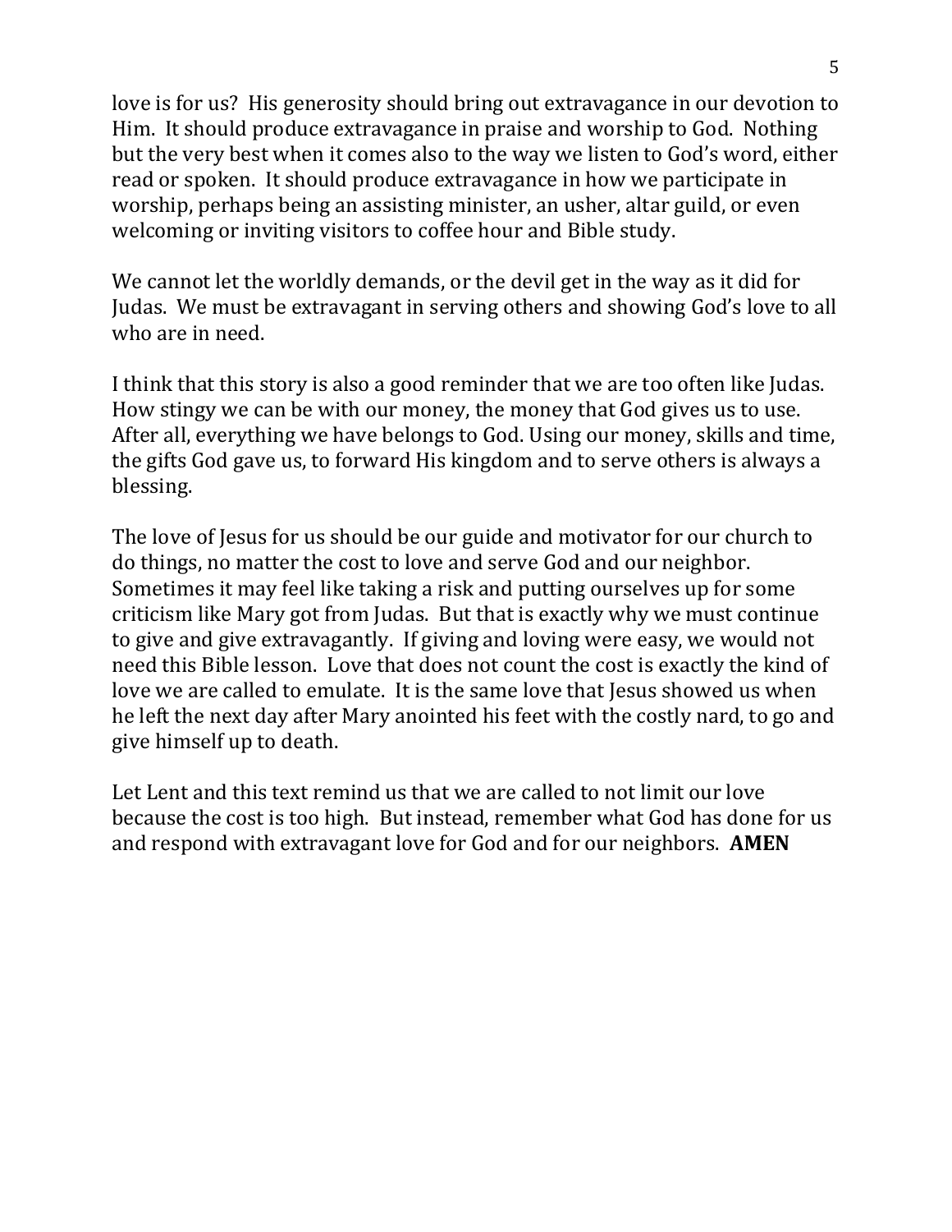love is for us? His generosity should bring out extravagance in our devotion to Him. It should produce extravagance in praise and worship to God. Nothing but the very best when it comes also to the way we listen to God's word, either read or spoken. It should produce extravagance in how we participate in worship, perhaps being an assisting minister, an usher, altar guild, or even welcoming or inviting visitors to coffee hour and Bible study.

We cannot let the worldly demands, or the devil get in the way as it did for Judas. We must be extravagant in serving others and showing God's love to all who are in need.

I think that this story is also a good reminder that we are too often like Judas. How stingy we can be with our money, the money that God gives us to use. After all, everything we have belongs to God. Using our money, skills and time, the gifts God gave us, to forward His kingdom and to serve others is always a blessing.

The love of Jesus for us should be our guide and motivator for our church to do things, no matter the cost to love and serve God and our neighbor. Sometimes it may feel like taking a risk and putting ourselves up for some criticism like Mary got from Judas. But that is exactly why we must continue to give and give extravagantly. If giving and loving were easy, we would not need this Bible lesson. Love that does not count the cost is exactly the kind of love we are called to emulate. It is the same love that Jesus showed us when he left the next day after Mary anointed his feet with the costly nard, to go and give himself up to death.

Let Lent and this text remind us that we are called to not limit our love because the cost is too high. But instead, remember what God has done for us and respond with extravagant love for God and for our neighbors. **AMEN**